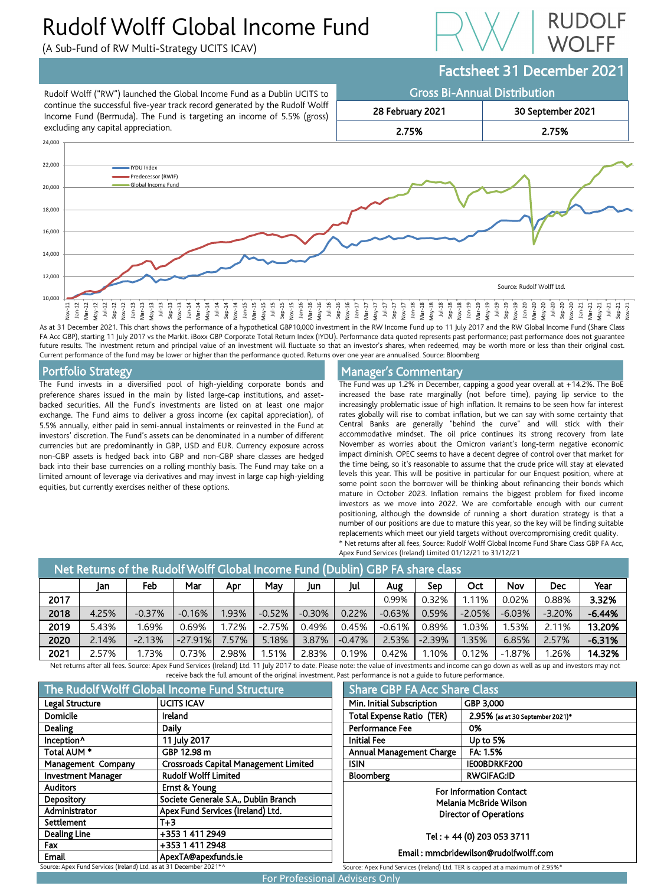# Rudolf Wolff Global Income Fund

(A Sub-Fund of RW Multi-Strategy UCITS ICAV)

RUDOLF WOLFF

## Factsheet 31 December 2021

Rudolf Wolff ("RW") launched the Global Income Fund as a Dublin UCITS to continue the successful five-year track record generated by the Rudolf Wolff Income Fund (Bermuda). The Fund is targeting an income of 5.5% (gross) excluding any capital appreciation.

### Gross Bi-Annual Distribution

| 28 February 2021 | 30 September 2021 |
|---|---|
| 2.75% | 2.75% |

Source: Rudolf Wolff Ltd.

As at 31 December 2021. This chart shows the performance of a hypothetical GBP10,000 investment in the RW Income Fund up to 11 July 2017 and the RW Global Income Fund (Share Class FA Acc GBP), starting 11 July 2017 vs the Markit. iBoxx GBP Corporate Total Return Index (IYDU). Performance data quoted represents past performance; past performance does not guarantee future results. The investment return and principal value of an investment will fluctuate so that an investor's shares, when redeemed, may be worth more or less than their original cost. Current performance of the fund may be lower or higher than the performance quoted. Returns over one year are annualised. Source: Bloomberg

## Portfolio Strategy

The Fund invests in a diversified pool of high-yielding corporate bonds and preference shares issued in the main by listed large-cap institutions, and asset-backed securities. All the Fund's investments are listed on at least one major exchange. The Fund aims to deliver a gross income (ex capital appreciation), of 5.5% annually, either paid in semi-annual instalments or reinvested in the Fund at investors' discretion. The Fund's assets can be denominated in a number of different currencies but are predominantly in GBP, USD and EUR. Currency exposure across non-GBP assets is hedged back into GBP and non-GBP share classes are hedged back into their base currencies on a rolling monthly basis. The Fund may take on a limited amount of leverage via derivatives and may invest in large cap high-yielding equities, but currently exercises neither of these options.

## Manager's Commentary

The Fund was up 1.2% in December, capping a good year overall at +14.2%. The BoE increased the base rate marginally (not before time), paying lip service to the increasingly problematic issue of high inflation. It remains to be seen how far interest rates globally will rise to combat inflation, but we can say with some certainty that Central Banks are generally "behind the curve" and will stick with their accommodative mindset. The oil price continues its strong recovery from late November as worries about the Omicron variant's long-term negative economic impact diminish. OPEC seems to have a decent degree of control over that market for the time being, so it's reasonable to assume that the crude price will stay at elevated levels this year. This will be positive in particular for our Enquest position, where at some point soon the borrower will be thinking about refinancing their bonds which mature in October 2023. Inflation remains the biggest problem for fixed income investors as we move into 2022. We are comfortable enough with our current positioning, although the downside of running a short duration strategy is that a number of our positions are due to mature this year, so the key will be finding suitable replacements which meet our yield targets without overcompromising credit quality.

\* Net returns after all fees, Source: Rudolf Wolff Global Income Fund Share Class GBP FA Acc, Apex Fund Services (Ireland) Limited 01/12/21 to 31/12/21

## Net Returns of the Rudolf Wolff Global Income Fund (Dublin) GBP FA share class

| | Jan | Feb | Mar | Apr | May | Jun | Jul | Aug | Sep | Oct | Nov | Dec | Year |
|---|---|---|---|---|---|---|---|---|---|---|---|---|---|
| **2017** | | | | | | | | 0.99% | 0.32% | 1.11% | 0.02% | 0.88% | **3.32%** |
| **2018** | 4.25% | -0.37% | -0.16% | 1.93% | -0.52% | -0.30% | 0.22% | -0.63% | 0.59% | -2.05% | -6.03% | -3.20% | **-6.44%** |
| **2019** | 5.43% | 1.69% | 0.69% | 1.72% | -2.75% | 0.49% | 0.45% | -0.61% | 0.89% | 1.03% | 1.53% | 2.11% | **13.20%** |
| **2020** | 2.14% | -2.13% | -27.91% | 7.57% | 5.18% | 3.87% | -0.47% | 2.53% | -2.39% | 1.35% | 6.85% | 2.57% | **-6.31%** |
| **2021** | 2.57% | 1.73% | 0.73% | 2.98% | 1.51% | 2.83% | 0.19% | 0.42% | 1.10% | 0.12% | -1.87% | 1.26% | **14.32%** |

Net returns after all fees. Source: Apex Fund Services (Ireland) Ltd. 11 July 2017 to date. Please note: the value of investments and income can go down as well as up and investors may not receive back the full amount of the original investment. Past performance is not a guide to future performance.

## The Rudolf Wolff Global Income Fund Structure

| | |
|---|---|
| Legal Structure | UCITS ICAV |
| Domicile | Ireland |
| Dealing | Daily |
| Inception^ | 11 July 2017 |
| Total AUM * | GBP 12.98 m |
| Management Company | Crossroads Capital Management Limited |
| Investment Manager | Rudolf Wolff Limited |
| Auditors | Ernst & Young |
| Depository | Societe Generale S.A., Dublin Branch |
| Administrator | Apex Fund Services (Ireland) Ltd. |
| Settlement | T+3 |
| Dealing Line | +353 1 411 2949 |
| Fax | +353 1 411 2948 |
| Email | ApexTA@apexfunds.ie |

Source: Apex Fund Services (Ireland) Ltd. as at 31 December 2021*^

## Share GBP FA Acc Share Class

| | |
|---|---|
| Min. Initial Subscription | GBP 3,000 |
| Total Expense Ratio (TER) | 2.95% (as at 30 September 2021)* |
| Performance Fee | 0% |
| Initial Fee | Up to 5% |
| Annual Management Charge | FA: 1.5% |
| ISIN | IE00BDRKF200 |
| Bloomberg | RWGIFAG:ID |

For Information Contact
Melania McBride Wilson
Director of Operations

Tel : + 44 (0) 203 053 3711

Email : mmcbridewilson@rudolfwolff.com

Source: Apex Fund Services (Ireland) Ltd. TER is capped at a maximum of 2.95%*

For Professional Advisers Only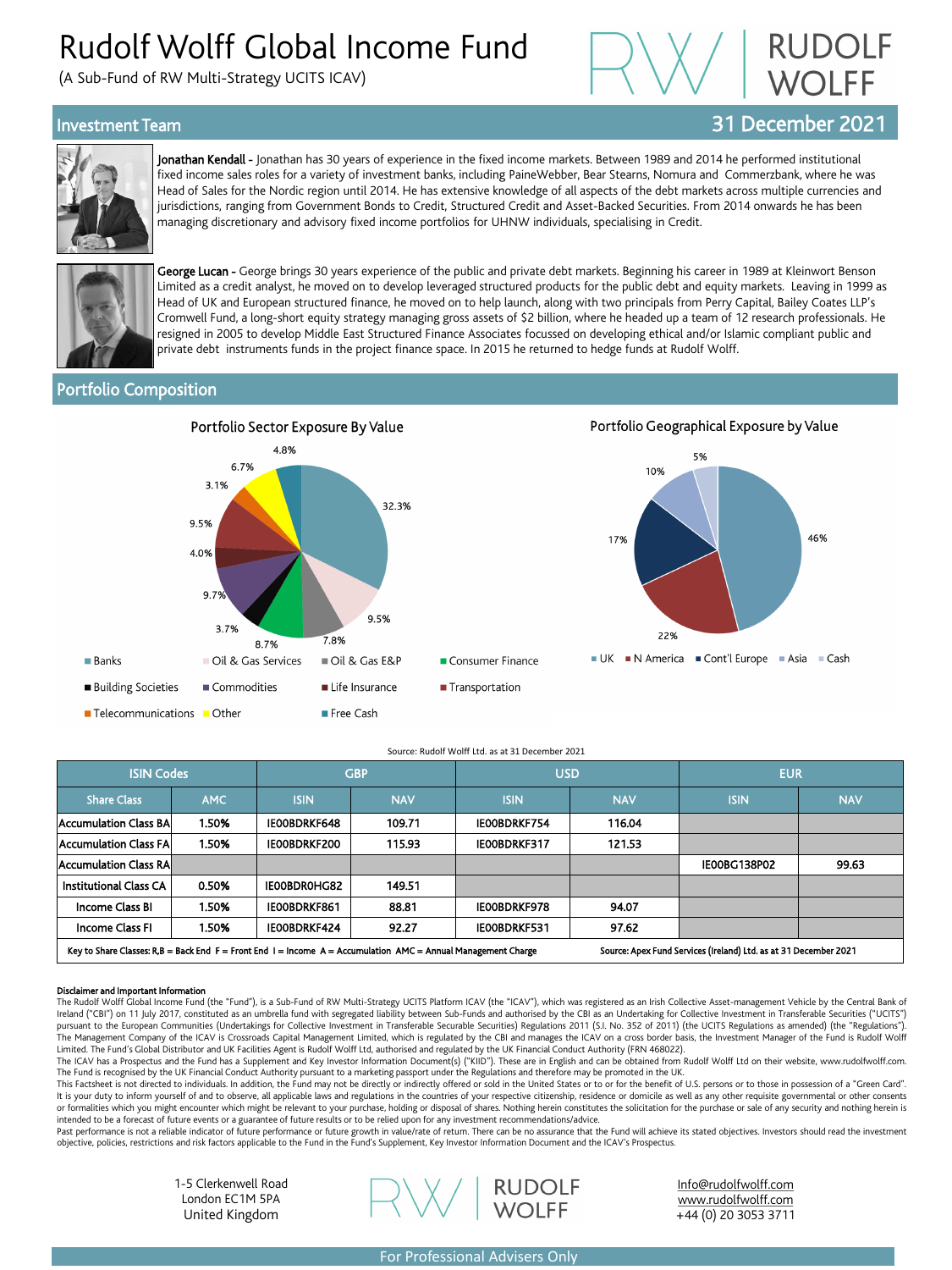# Rudolf Wolff Global Income Fund

(A Sub-Fund of RW Multi-Strategy UCITS ICAV)

## Investment Team

**31 December 2021**

**Jonathan Kendall -** Jonathan has 30 years of experience in the fixed income markets. Between 1989 and 2014 he performed institutional fixed income sales roles for a variety of investment banks, including PaineWebber, Bear Stearns, Nomura and Commerzbank, where he was Head of Sales for the Nordic region until 2014. He has extensive knowledge of all aspects of the debt markets across multiple currencies and jurisdictions, ranging from Government Bonds to Credit, Structured Credit and Asset-Backed Securities. From 2014 onwards he has been managing discretionary and advisory fixed income portfolios for UHNW individuals, specialising in Credit.

**George Lucan -** George brings 30 years experience of the public and private debt markets. Beginning his career in 1989 at Kleinwort Benson Limited as a credit analyst, he moved on to develop leveraged structured products for the public debt and equity markets. Leaving in 1999 as Head of UK and European structured finance, he moved on to help launch, along with two principals from Perry Capital, Bailey Coates LLP's Cromwell Fund, a long-short equity strategy managing gross assets of $2 billion, where he headed up a team of 12 research professionals. He resigned in 2005 to develop Middle East Structured Finance Associates focussed on developing ethical and/or Islamic compliant public and private debt instruments funds in the project finance space. In 2015 he returned to hedge funds at Rudolf Wolff.

## Portfolio Composition

Portfolio Sector Exposure By Value

32.3%
9.5%
7.8%
8.7%
3.7%
9.7%
4.0%
9.5%
3.1%
6.7%
4.8%

Banks, Oil & Gas Services, Oil & Gas E&P, Consumer Finance, Building Societies, Commodities, Life Insurance, Transportation, Telecommunications, Other, Free Cash

Portfolio Geographical Exposure by Value

46%
22%
17%
10%
5%

UK, N America, Cont'l Europe, Asia, Cash

Source: Rudolf Wolff Ltd. as at 31 December 2021

| ISIN Codes | | GBP | | USD | | EUR | |
|---|---|---|---|---|---|---|---|
| Share Class | AMC | ISIN | NAV | ISIN | NAV | ISIN | NAV |
| Accumulation Class BA | 1.50% | IE00BDRKF648 | 109.71 | IE00BDRKF754 | 116.04 | | |
| Accumulation Class FA | 1.50% | IE00BDRKF200 | 115.93 | IE00BDRKF317 | 121.53 | | |
| Accumulation Class RA | | | | | | IE00BG138P02 | 99.63 |
| Institutional Class CA | 0.50% | IE00BDR0HG82 | 149.51 | | | | |
| Income Class BI | 1.50% | IE00BDRKF861 | 88.81 | IE00BDRKF978 | 94.07 | | |
| Income Class FI | 1.50% | IE00BDRKF424 | 92.27 | IE00BDRKF531 | 97.62 | | |

Key to Share Classes: R,B = Back End F = Front End I = Income A = Accumulation AMC = Annual Management Charge

Source: Apex Fund Services (Ireland) Ltd. as at 31 December 2021

**Disclaimer and Important Information**

The Rudolf Wolff Global Income Fund (the "Fund"), is a Sub-Fund of RW Multi-Strategy UCITS Platform ICAV (the "ICAV"), which was registered as an Irish Collective Asset-management Vehicle by the Central Bank of Ireland ("CBI") on 11 July 2017, constituted as an umbrella fund with segregated liability between Sub-Funds and authorised by the CBI as an Undertaking for Collective Investment in Transferable Securities ("UCITS") pursuant to the European Communities (Undertakings for Collective Investment in Transferable Securable Securities) Regulations 2011 (S.I. No. 352 of 2011) (the UCITS Regulations as amended) (the "Regulations"). The Management Company of the ICAV is Crossroads Capital Management Limited, which is regulated by the CBI and manages the ICAV on a cross border basis, the Investment Manager of the Fund is Rudolf Wolff Limited. The Fund's Global Distributor and UK Facilities Agent is Rudolf Wolff Ltd, authorised and regulated by the UK Financial Conduct Authority (FRN 468022).

The ICAV has a Prospectus and the Fund has a Supplement and Key Investor Information Document(s) ("KIID"). These are in English and can be obtained from Rudolf Wolff Ltd on their website, www.rudolfwolff.com. The Fund is recognised by the UK Financial Conduct Authority pursuant to a marketing passport under the Regulations and therefore may be promoted in the UK.

This Factsheet is not directed to individuals. In addition, the Fund may not be directly or indirectly offered or sold in the United States or to or for the benefit of U.S. persons or to those in possession of a "Green Card". It is your duty to inform yourself of and to observe, all applicable laws and regulations in the countries of your respective citizenship, residence or domicile as well as any other requisite governmental or other consents or formalities which you might encounter which might be relevant to your purchase, holding or disposal of shares. Nothing herein constitutes the solicitation for the purchase or sale of any security and nothing herein is intended to be a forecast of future results or to be relied upon for any investment recommendations/advice.

Past performance is not a reliable indicator of future performance or future growth in value/rate of return. There can be no assurance that the Fund will achieve its stated objectives. Investors should read the investment objective, policies, restrictions and risk factors applicable to the Fund in the Fund's Supplement, Key Investor Information Document and the ICAV's Prospectus.

1-5 Clerkenwell Road
London EC1M 5PA
United Kingdom

RUDOLF WOLFF

Info@rudolfwolff.com
www.rudolfwolff.com
+44 (0) 20 3053 3711

For Professional Advisers Only